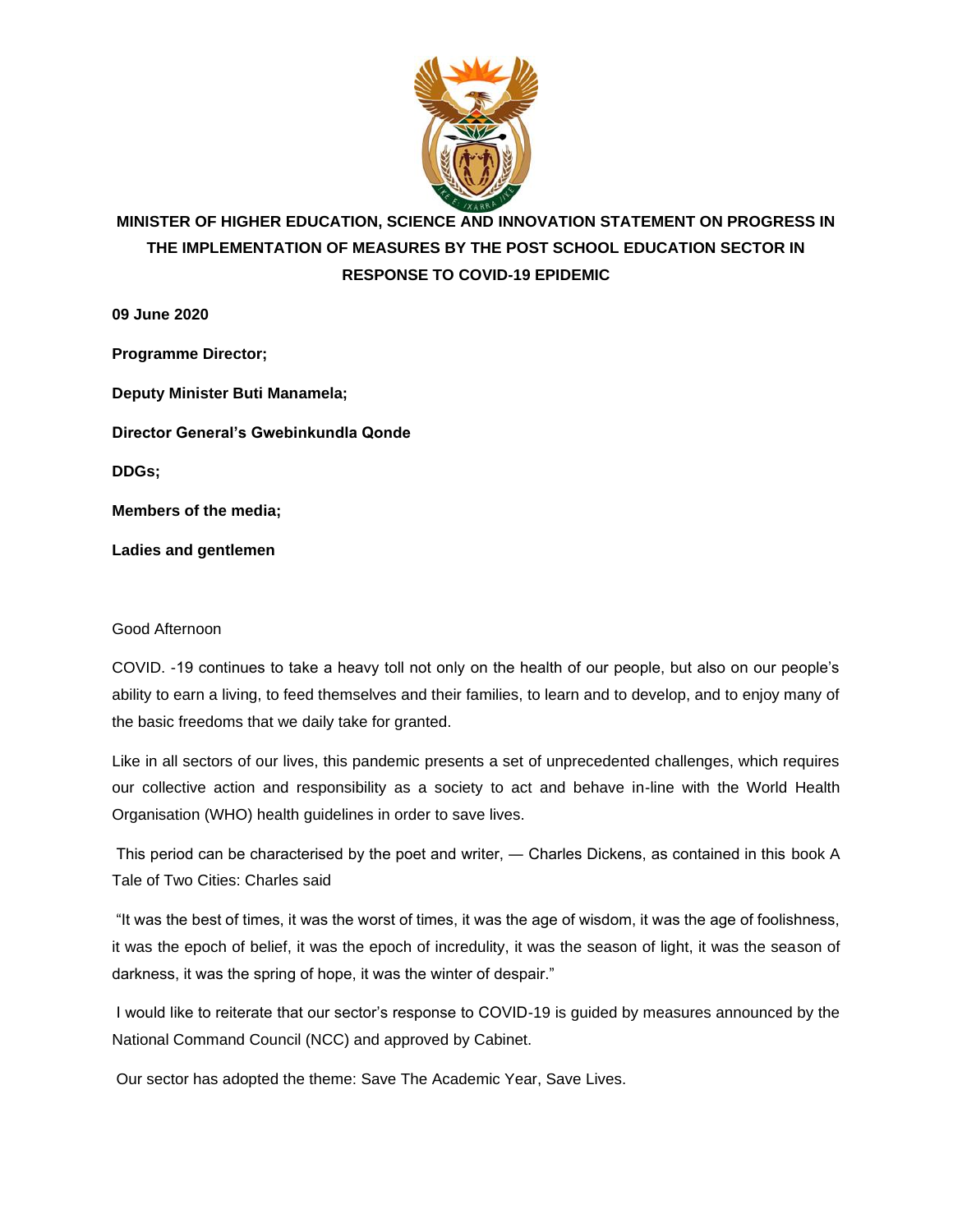**MINISTER OF HIGHER EDUCATION, SCIENCE AND INNOVATION STATEMENT ON PROGRESS IN THE IMPLEMENTATION OF MEASURES BY THE POST SCHOOL EDUCATION SECTOR IN RESPONSE TO COVID-19 EPIDEMIC**

**09 June 2020**

**Programme Director;**

**Deputy Minister Buti Manamela;**

**Director General's Gwebinkundla Qonde**

**DDGs;**

**Members of the media;**

**Ladies and gentlemen**

Good Afternoon

COVID. -19 continues to take a heavy toll not only on the health of our people, but also on our people's ability to earn a living, to feed themselves and their families, to learn and to develop, and to enjoy many of the basic freedoms that we daily take for granted.

Like in all sectors of our lives, this pandemic presents a set of unprecedented challenges, which requires our collective action and responsibility as a society to act and behave in-line with the World Health Organisation (WHO) health guidelines in order to save lives.

This period can be characterised by the poet and writer, — Charles Dickens, as contained in this book A Tale of Two Cities: Charles said

"It was the best of times, it was the worst of times, it was the age of wisdom, it was the age of foolishness, it was the epoch of belief, it was the epoch of incredulity, it was the season of light, it was the season of darkness, it was the spring of hope, it was the winter of despair."

I would like to reiterate that our sector's response to COVID-19 is guided by measures announced by the National Command Council (NCC) and approved by Cabinet.

Our sector has adopted the theme: Save The Academic Year, Save Lives.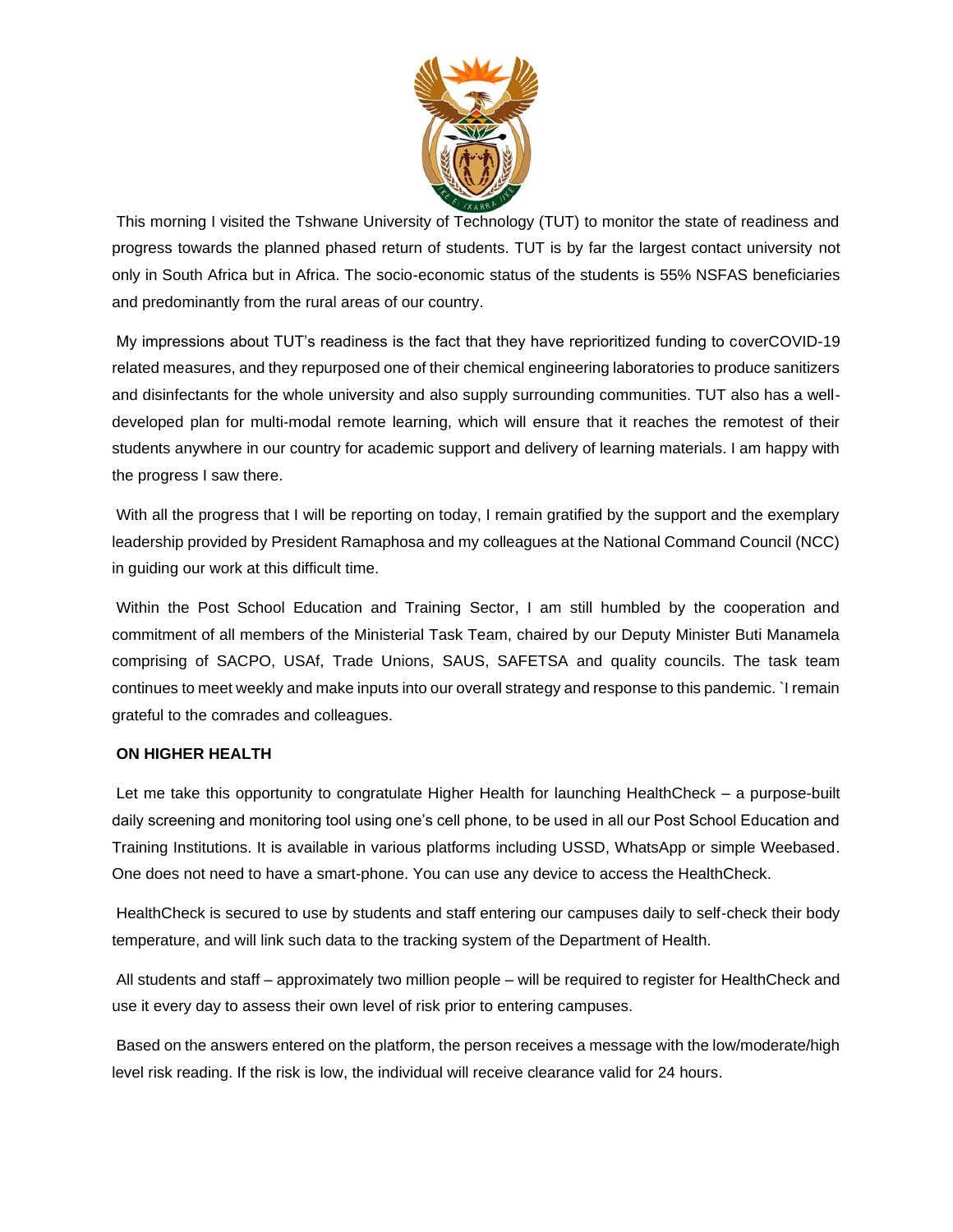This morning I visited the Tshwane University of Technology (TUT) to monitor the state of readiness and progress towards the planned phased return of students. TUT is by far the largest contact university not only in South Africa but in Africa. The socio-economic status of the students is 55% NSFAS beneficiaries and predominantly from the rural areas of our country.

My impressions about TUT's readiness is the fact that they have reprioritized funding to coverCOVID-19 related measures, and they repurposed one of their chemical engineering laboratories to produce sanitizers and disinfectants for the whole university and also supply surrounding communities. TUT also has a well-developed plan for multi-modal remote learning, which will ensure that it reaches the remotest of their students anywhere in our country for academic support and delivery of learning materials. I am happy with the progress I saw there.

With all the progress that I will be reporting on today, I remain gratified by the support and the exemplary leadership provided by President Ramaphosa and my colleagues at the National Command Council (NCC) in guiding our work at this difficult time.

Within the Post School Education and Training Sector, I am still humbled by the cooperation and commitment of all members of the Ministerial Task Team, chaired by our Deputy Minister Buti Manamela comprising of SACPO, USAf, Trade Unions, SAUS, SAFETSA and quality councils. The task team continues to meet weekly and make inputs into our overall strategy and response to this pandemic. `I remain grateful to the comrades and colleagues.

**ON HIGHER HEALTH**

Let me take this opportunity to congratulate Higher Health for launching HealthCheck – a purpose-built daily screening and monitoring tool using one's cell phone, to be used in all our Post School Education and Training Institutions. It is available in various platforms including USSD, WhatsApp or simple Weebased. One does not need to have a smart-phone. You can use any device to access the HealthCheck.

HealthCheck is secured to use by students and staff entering our campuses daily to self-check their body temperature, and will link such data to the tracking system of the Department of Health.

All students and staff – approximately two million people – will be required to register for HealthCheck and use it every day to assess their own level of risk prior to entering campuses.

Based on the answers entered on the platform, the person receives a message with the low/moderate/high level risk reading. If the risk is low, the individual will receive clearance valid for 24 hours.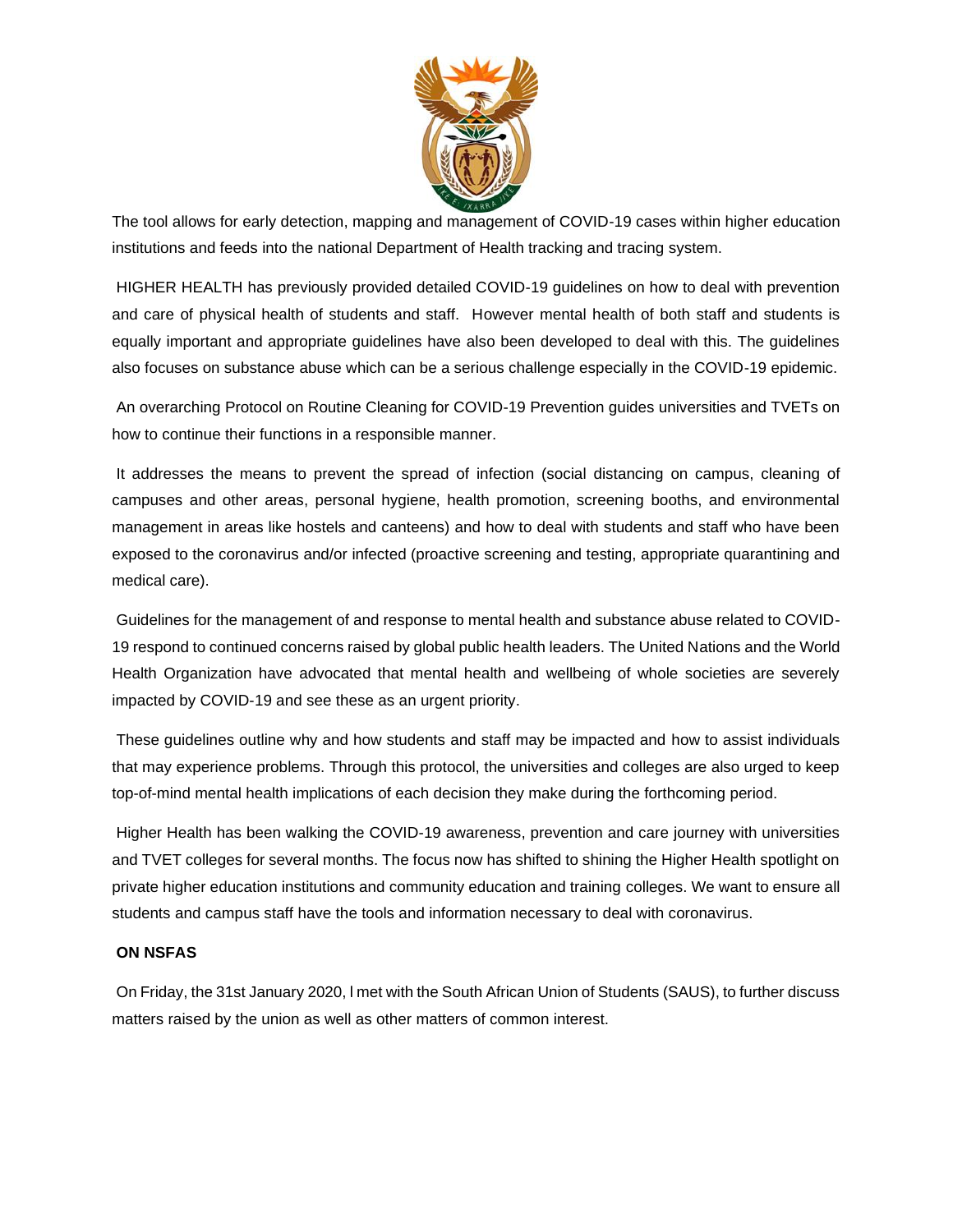The tool allows for early detection, mapping and management of COVID-19 cases within higher education institutions and feeds into the national Department of Health tracking and tracing system.

HIGHER HEALTH has previously provided detailed COVID-19 guidelines on how to deal with prevention and care of physical health of students and staff. However mental health of both staff and students is equally important and appropriate guidelines have also been developed to deal with this. The guidelines also focuses on substance abuse which can be a serious challenge especially in the COVID-19 epidemic.

An overarching Protocol on Routine Cleaning for COVID-19 Prevention guides universities and TVETs on how to continue their functions in a responsible manner.

It addresses the means to prevent the spread of infection (social distancing on campus, cleaning of campuses and other areas, personal hygiene, health promotion, screening booths, and environmental management in areas like hostels and canteens) and how to deal with students and staff who have been exposed to the coronavirus and/or infected (proactive screening and testing, appropriate quarantining and medical care).

Guidelines for the management of and response to mental health and substance abuse related to COVID-19 respond to continued concerns raised by global public health leaders. The United Nations and the World Health Organization have advocated that mental health and wellbeing of whole societies are severely impacted by COVID-19 and see these as an urgent priority.

These guidelines outline why and how students and staff may be impacted and how to assist individuals that may experience problems. Through this protocol, the universities and colleges are also urged to keep top-of-mind mental health implications of each decision they make during the forthcoming period.

Higher Health has been walking the COVID-19 awareness, prevention and care journey with universities and TVET colleges for several months. The focus now has shifted to shining the Higher Health spotlight on private higher education institutions and community education and training colleges. We want to ensure all students and campus staff have the tools and information necessary to deal with coronavirus.

**ON NSFAS**

On Friday, the 31st January 2020, I met with the South African Union of Students (SAUS), to further discuss matters raised by the union as well as other matters of common interest.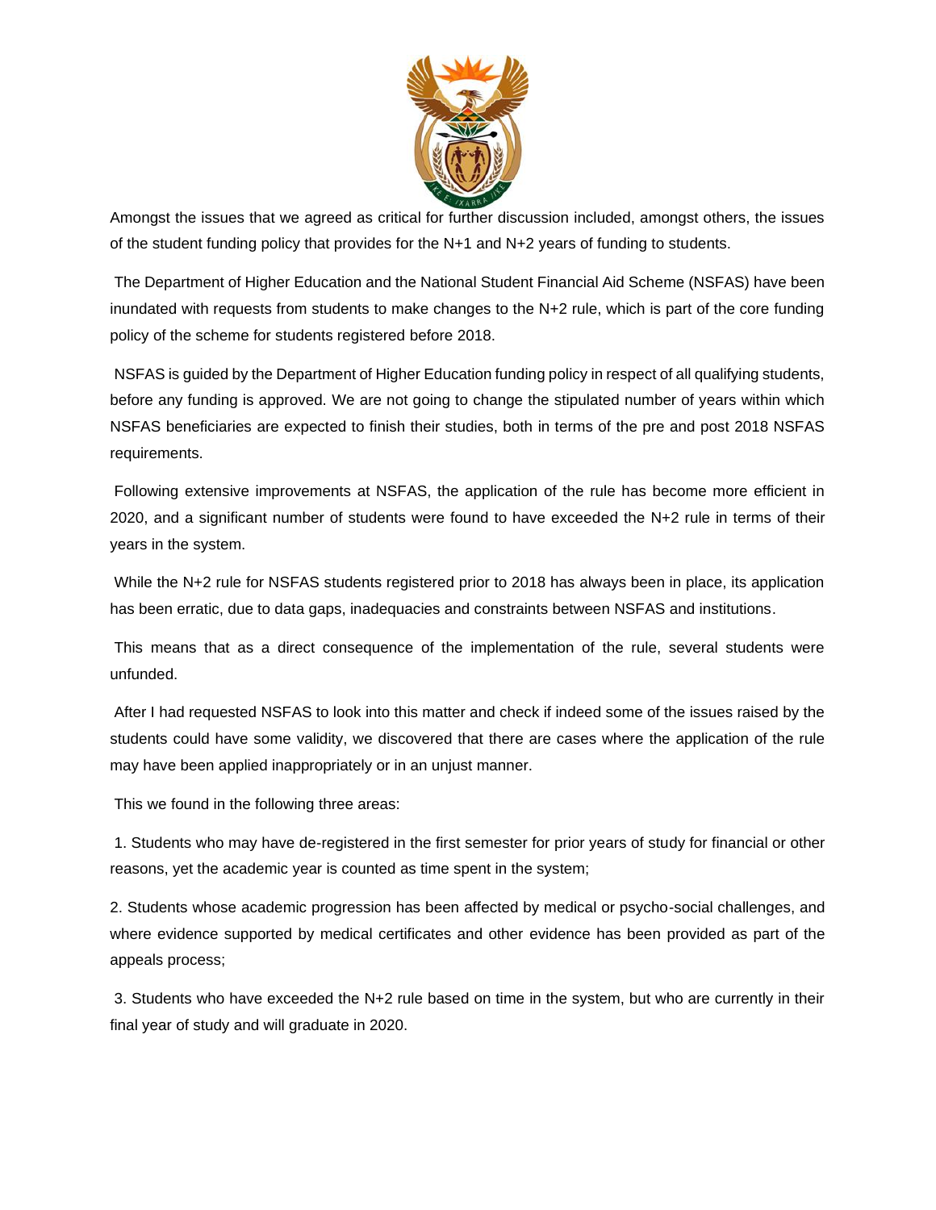Amongst the issues that we agreed as critical for further discussion included, amongst others, the issues of the student funding policy that provides for the N+1 and N+2 years of funding to students.

The Department of Higher Education and the National Student Financial Aid Scheme (NSFAS) have been inundated with requests from students to make changes to the N+2 rule, which is part of the core funding policy of the scheme for students registered before 2018.

NSFAS is guided by the Department of Higher Education funding policy in respect of all qualifying students, before any funding is approved. We are not going to change the stipulated number of years within which NSFAS beneficiaries are expected to finish their studies, both in terms of the pre and post 2018 NSFAS requirements.

Following extensive improvements at NSFAS, the application of the rule has become more efficient in 2020, and a significant number of students were found to have exceeded the N+2 rule in terms of their years in the system.

While the N+2 rule for NSFAS students registered prior to 2018 has always been in place, its application has been erratic, due to data gaps, inadequacies and constraints between NSFAS and institutions.

This means that as a direct consequence of the implementation of the rule, several students were unfunded.

After I had requested NSFAS to look into this matter and check if indeed some of the issues raised by the students could have some validity, we discovered that there are cases where the application of the rule may have been applied inappropriately or in an unjust manner.

This we found in the following three areas:

1. Students who may have de-registered in the first semester for prior years of study for financial or other reasons, yet the academic year is counted as time spent in the system;

2. Students whose academic progression has been affected by medical or psycho-social challenges, and where evidence supported by medical certificates and other evidence has been provided as part of the appeals process;

3. Students who have exceeded the N+2 rule based on time in the system, but who are currently in their final year of study and will graduate in 2020.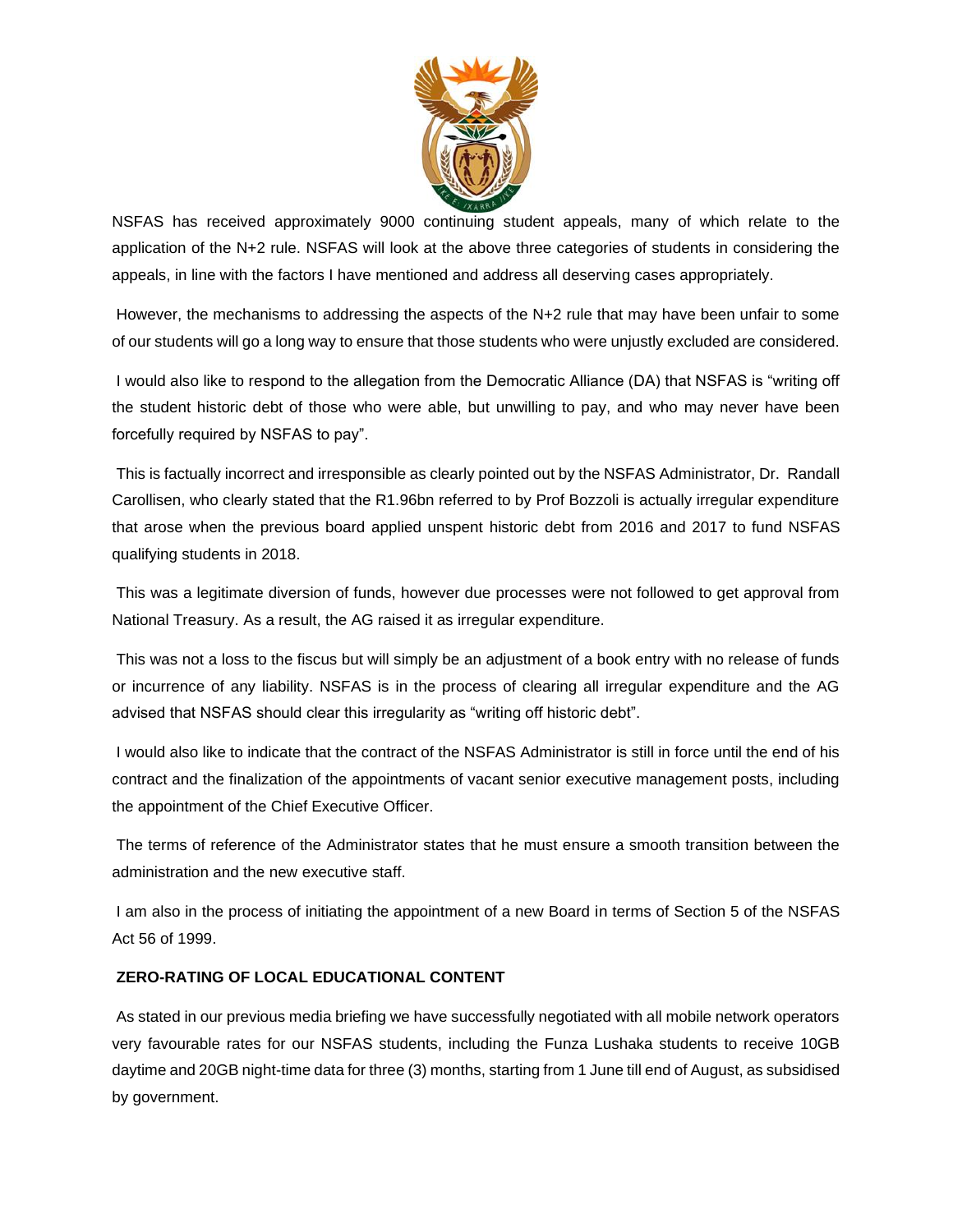NSFAS has received approximately 9000 continuing student appeals, many of which relate to the application of the N+2 rule. NSFAS will look at the above three categories of students in considering the appeals, in line with the factors I have mentioned and address all deserving cases appropriately.

However, the mechanisms to addressing the aspects of the N+2 rule that may have been unfair to some of our students will go a long way to ensure that those students who were unjustly excluded are considered.

I would also like to respond to the allegation from the Democratic Alliance (DA) that NSFAS is "writing off the student historic debt of those who were able, but unwilling to pay, and who may never have been forcefully required by NSFAS to pay".

This is factually incorrect and irresponsible as clearly pointed out by the NSFAS Administrator, Dr. Randall Carollisen, who clearly stated that the R1.96bn referred to by Prof Bozzoli is actually irregular expenditure that arose when the previous board applied unspent historic debt from 2016 and 2017 to fund NSFAS qualifying students in 2018.

This was a legitimate diversion of funds, however due processes were not followed to get approval from National Treasury. As a result, the AG raised it as irregular expenditure.

This was not a loss to the fiscus but will simply be an adjustment of a book entry with no release of funds or incurrence of any liability. NSFAS is in the process of clearing all irregular expenditure and the AG advised that NSFAS should clear this irregularity as "writing off historic debt".

I would also like to indicate that the contract of the NSFAS Administrator is still in force until the end of his contract and the finalization of the appointments of vacant senior executive management posts, including the appointment of the Chief Executive Officer.

The terms of reference of the Administrator states that he must ensure a smooth transition between the administration and the new executive staff.

I am also in the process of initiating the appointment of a new Board in terms of Section 5 of the NSFAS Act 56 of 1999.

**ZERO-RATING OF LOCAL EDUCATIONAL CONTENT**

As stated in our previous media briefing we have successfully negotiated with all mobile network operators very favourable rates for our NSFAS students, including the Funza Lushaka students to receive 10GB daytime and 20GB night-time data for three (3) months, starting from 1 June till end of August, as subsidised by government.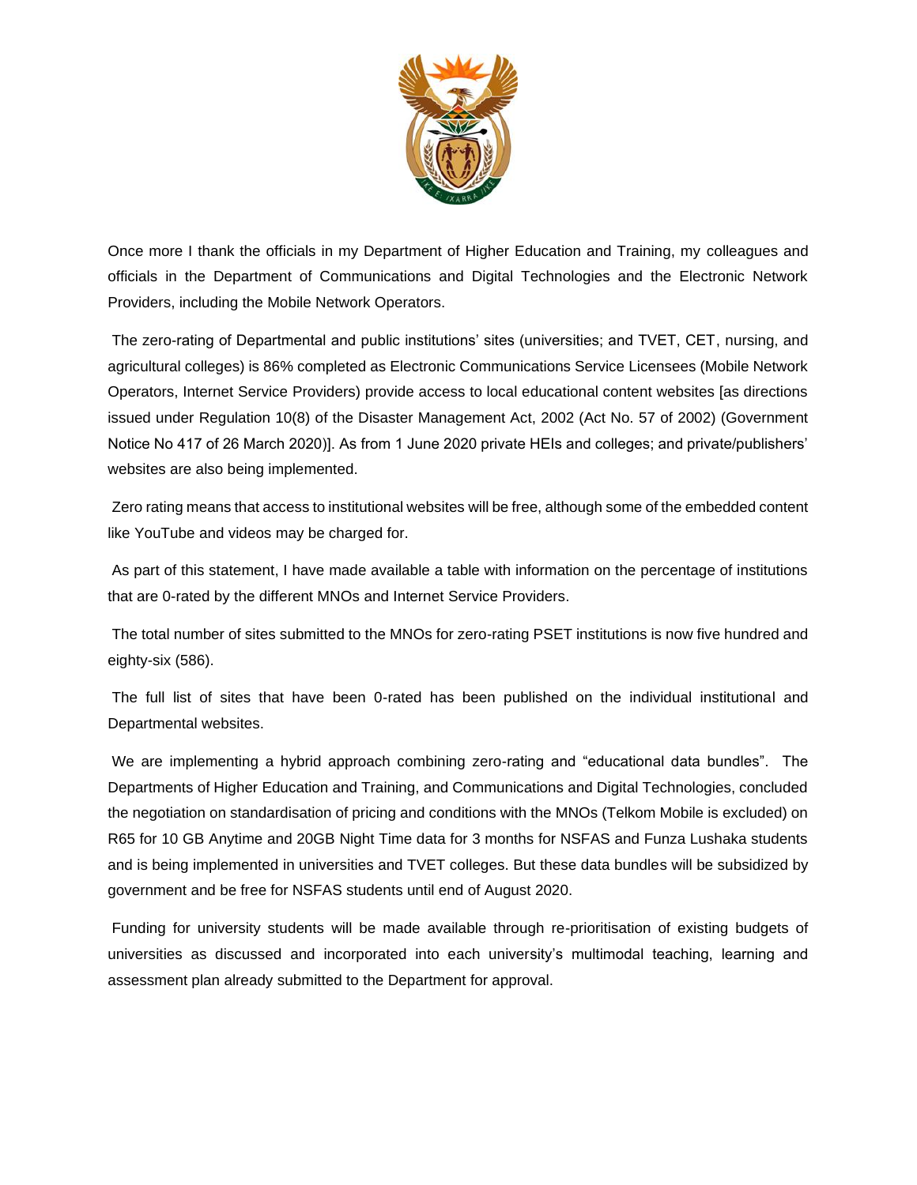Once more I thank the officials in my Department of Higher Education and Training, my colleagues and officials in the Department of Communications and Digital Technologies and the Electronic Network Providers, including the Mobile Network Operators.

The zero-rating of Departmental and public institutions' sites (universities; and TVET, CET, nursing, and agricultural colleges) is 86% completed as Electronic Communications Service Licensees (Mobile Network Operators, Internet Service Providers) provide access to local educational content websites [as directions issued under Regulation 10(8) of the Disaster Management Act, 2002 (Act No. 57 of 2002) (Government Notice No 417 of 26 March 2020)]. As from 1 June 2020 private HEIs and colleges; and private/publishers' websites are also being implemented.

Zero rating means that access to institutional websites will be free, although some of the embedded content like YouTube and videos may be charged for.

As part of this statement, I have made available a table with information on the percentage of institutions that are 0-rated by the different MNOs and Internet Service Providers.

The total number of sites submitted to the MNOs for zero-rating PSET institutions is now five hundred and eighty-six (586).

The full list of sites that have been 0-rated has been published on the individual institutional and Departmental websites.

We are implementing a hybrid approach combining zero-rating and "educational data bundles". The Departments of Higher Education and Training, and Communications and Digital Technologies, concluded the negotiation on standardisation of pricing and conditions with the MNOs (Telkom Mobile is excluded) on R65 for 10 GB Anytime and 20GB Night Time data for 3 months for NSFAS and Funza Lushaka students and is being implemented in universities and TVET colleges. But these data bundles will be subsidized by government and be free for NSFAS students until end of August 2020.

Funding for university students will be made available through re-prioritisation of existing budgets of universities as discussed and incorporated into each university's multimodal teaching, learning and assessment plan already submitted to the Department for approval.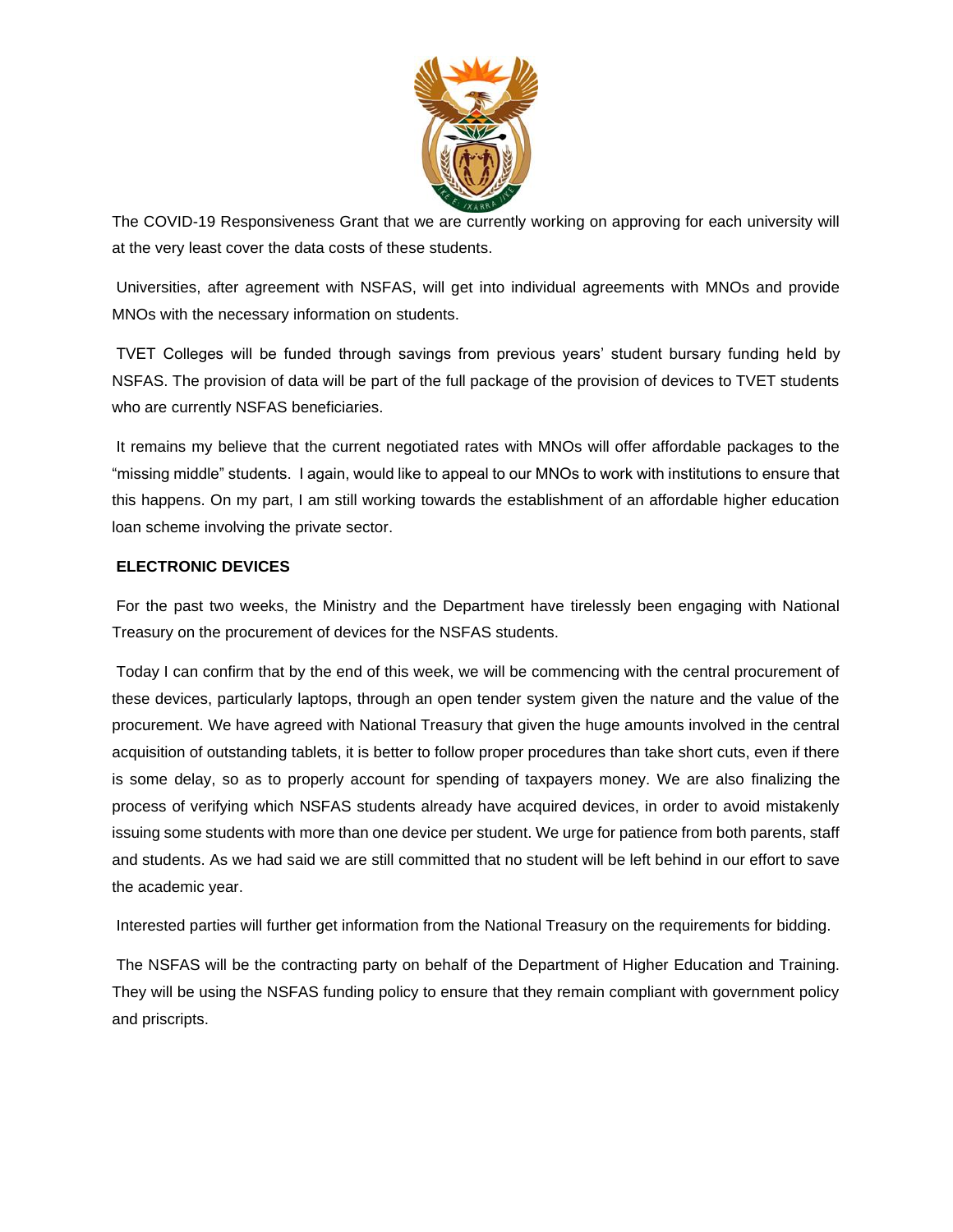The COVID-19 Responsiveness Grant that we are currently working on approving for each university will at the very least cover the data costs of these students.

Universities, after agreement with NSFAS, will get into individual agreements with MNOs and provide MNOs with the necessary information on students.

TVET Colleges will be funded through savings from previous years' student bursary funding held by NSFAS. The provision of data will be part of the full package of the provision of devices to TVET students who are currently NSFAS beneficiaries.

It remains my believe that the current negotiated rates with MNOs will offer affordable packages to the "missing middle" students. I again, would like to appeal to our MNOs to work with institutions to ensure that this happens. On my part, I am still working towards the establishment of an affordable higher education loan scheme involving the private sector.

**ELECTRONIC DEVICES**

For the past two weeks, the Ministry and the Department have tirelessly been engaging with National Treasury on the procurement of devices for the NSFAS students.

Today I can confirm that by the end of this week, we will be commencing with the central procurement of these devices, particularly laptops, through an open tender system given the nature and the value of the procurement. We have agreed with National Treasury that given the huge amounts involved in the central acquisition of outstanding tablets, it is better to follow proper procedures than take short cuts, even if there is some delay, so as to properly account for spending of taxpayers money. We are also finalizing the process of verifying which NSFAS students already have acquired devices, in order to avoid mistakenly issuing some students with more than one device per student. We urge for patience from both parents, staff and students. As we had said we are still committed that no student will be left behind in our effort to save the academic year.

Interested parties will further get information from the National Treasury on the requirements for bidding.

The NSFAS will be the contracting party on behalf of the Department of Higher Education and Training. They will be using the NSFAS funding policy to ensure that they remain compliant with government policy and priscripts.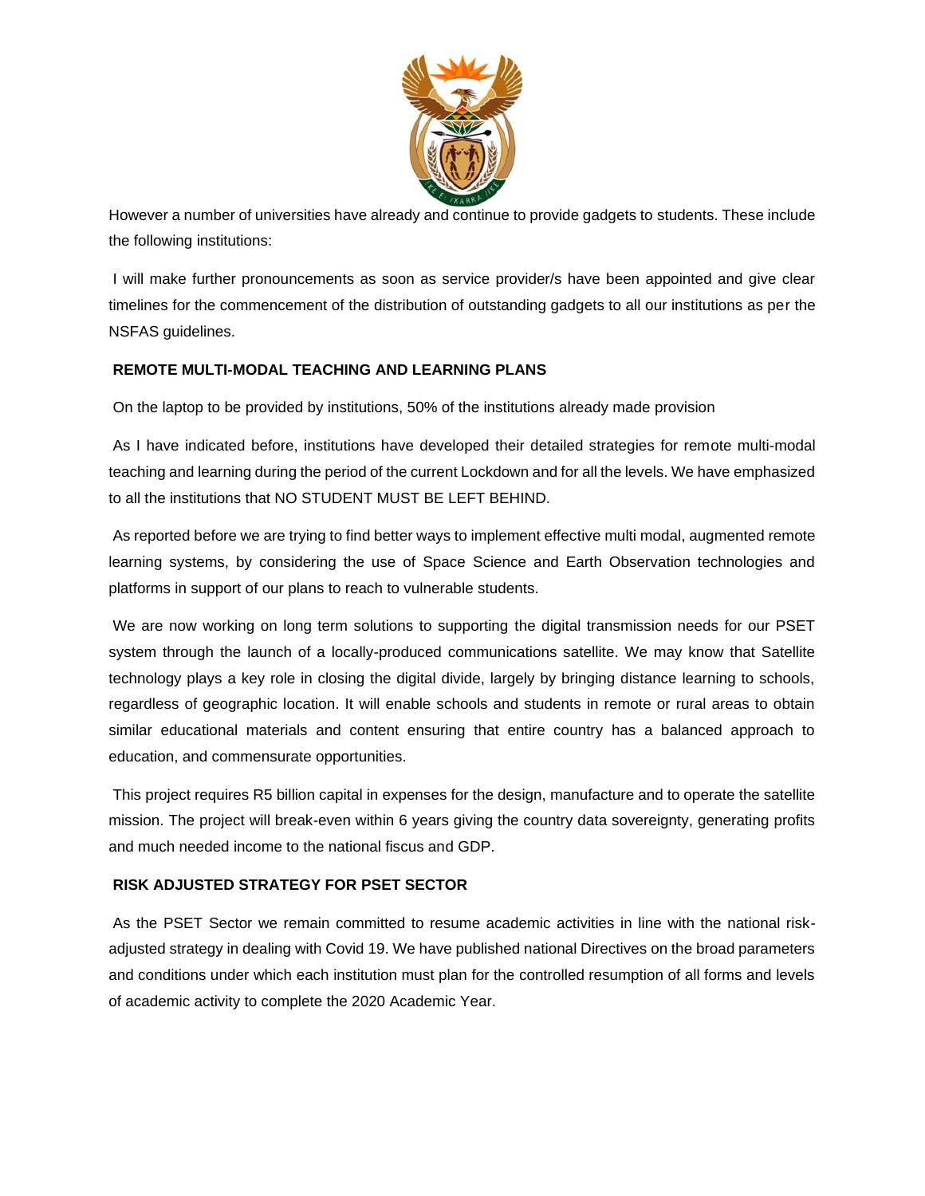However a number of universities have already and continue to provide gadgets to students. These include the following institutions:

I will make further pronouncements as soon as service provider/s have been appointed and give clear timelines for the commencement of the distribution of outstanding gadgets to all our institutions as per the NSFAS guidelines.

**REMOTE MULTI-MODAL TEACHING AND LEARNING PLANS**

On the laptop to be provided by institutions, 50% of the institutions already made provision

As I have indicated before, institutions have developed their detailed strategies for remote multi-modal teaching and learning during the period of the current Lockdown and for all the levels. We have emphasized to all the institutions that NO STUDENT MUST BE LEFT BEHIND.

As reported before we are trying to find better ways to implement effective multi modal, augmented remote learning systems, by considering the use of Space Science and Earth Observation technologies and platforms in support of our plans to reach to vulnerable students.

We are now working on long term solutions to supporting the digital transmission needs for our PSET system through the launch of a locally-produced communications satellite. We may know that Satellite technology plays a key role in closing the digital divide, largely by bringing distance learning to schools, regardless of geographic location. It will enable schools and students in remote or rural areas to obtain similar educational materials and content ensuring that entire country has a balanced approach to education, and commensurate opportunities.

This project requires R5 billion capital in expenses for the design, manufacture and to operate the satellite mission. The project will break-even within 6 years giving the country data sovereignty, generating profits and much needed income to the national fiscus and GDP.

**RISK ADJUSTED STRATEGY FOR PSET SECTOR**

As the PSET Sector we remain committed to resume academic activities in line with the national risk-adjusted strategy in dealing with Covid 19. We have published national Directives on the broad parameters and conditions under which each institution must plan for the controlled resumption of all forms and levels of academic activity to complete the 2020 Academic Year.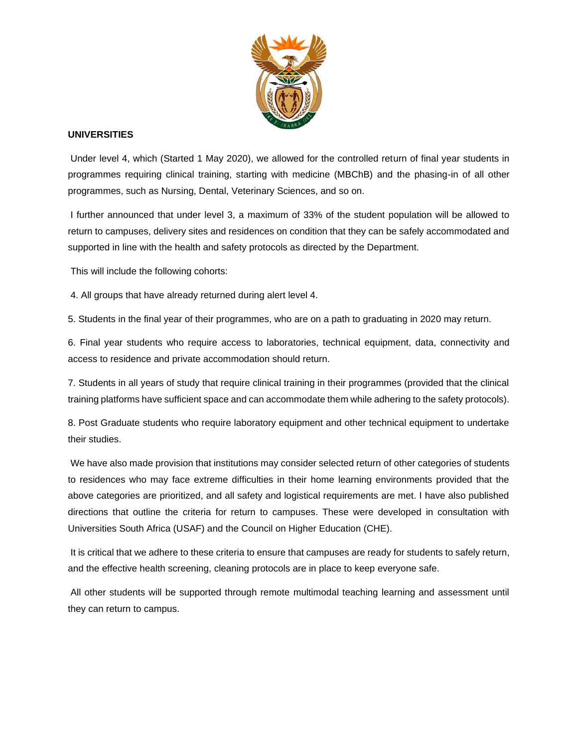**UNIVERSITIES**

Under level 4, which (Started 1 May 2020), we allowed for the controlled return of final year students in programmes requiring clinical training, starting with medicine (MBChB) and the phasing-in of all other programmes, such as Nursing, Dental, Veterinary Sciences, and so on.

I further announced that under level 3, a maximum of 33% of the student population will be allowed to return to campuses, delivery sites and residences on condition that they can be safely accommodated and supported in line with the health and safety protocols as directed by the Department.

This will include the following cohorts:

4. All groups that have already returned during alert level 4.
5. Students in the final year of their programmes, who are on a path to graduating in 2020 may return.
6. Final year students who require access to laboratories, technical equipment, data, connectivity and access to residence and private accommodation should return.
7. Students in all years of study that require clinical training in their programmes (provided that the clinical training platforms have sufficient space and can accommodate them while adhering to the safety protocols).
8. Post Graduate students who require laboratory equipment and other technical equipment to undertake their studies.

We have also made provision that institutions may consider selected return of other categories of students to residences who may face extreme difficulties in their home learning environments provided that the above categories are prioritized, and all safety and logistical requirements are met. I have also published directions that outline the criteria for return to campuses. These were developed in consultation with Universities South Africa (USAF) and the Council on Higher Education (CHE).

It is critical that we adhere to these criteria to ensure that campuses are ready for students to safely return, and the effective health screening, cleaning protocols are in place to keep everyone safe.

All other students will be supported through remote multimodal teaching learning and assessment until they can return to campus.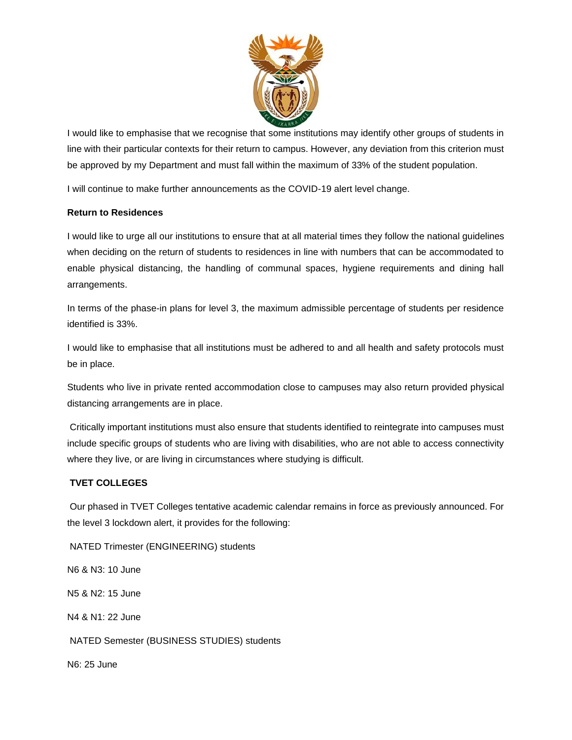I would like to emphasise that we recognise that some institutions may identify other groups of students in line with their particular contexts for their return to campus. However, any deviation from this criterion must be approved by my Department and must fall within the maximum of 33% of the student population.

I will continue to make further announcements as the COVID-19 alert level change.

**Return to Residences**

I would like to urge all our institutions to ensure that at all material times they follow the national guidelines when deciding on the return of students to residences in line with numbers that can be accommodated to enable physical distancing, the handling of communal spaces, hygiene requirements and dining hall arrangements.

In terms of the phase-in plans for level 3, the maximum admissible percentage of students per residence identified is 33%.

I would like to emphasise that all institutions must be adhered to and all health and safety protocols must be in place.

Students who live in private rented accommodation close to campuses may also return provided physical distancing arrangements are in place.

Critically important institutions must also ensure that students identified to reintegrate into campuses must include specific groups of students who are living with disabilities, who are not able to access connectivity where they live, or are living in circumstances where studying is difficult.

**TVET COLLEGES**

Our phased in TVET Colleges tentative academic calendar remains in force as previously announced. For the level 3 lockdown alert, it provides for the following:

NATED Trimester (ENGINEERING) students

N6 & N3: 10 June

N5 & N2: 15 June

N4 & N1: 22 June

NATED Semester (BUSINESS STUDIES) students

N6: 25 June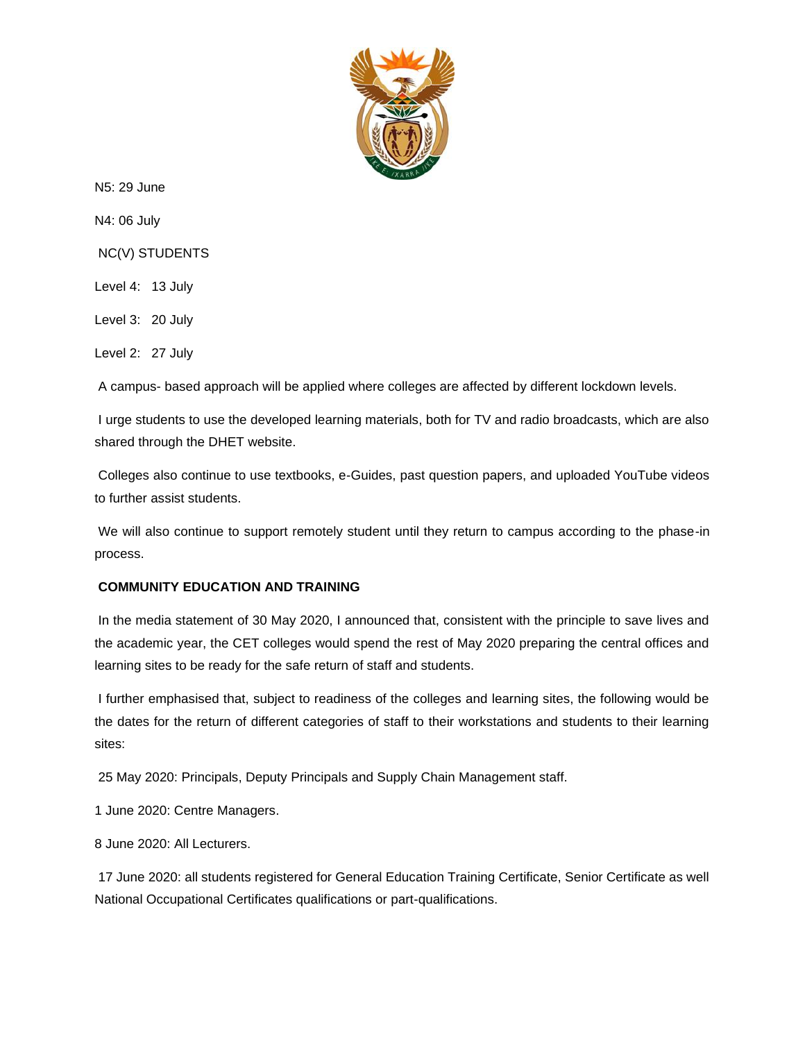N5: 29 June

N4: 06 July

NC(V) STUDENTS

Level 4: 13 July

Level 3: 20 July

Level 2: 27 July

A campus- based approach will be applied where colleges are affected by different lockdown levels.

I urge students to use the developed learning materials, both for TV and radio broadcasts, which are also shared through the DHET website.

Colleges also continue to use textbooks, e-Guides, past question papers, and uploaded YouTube videos to further assist students.

We will also continue to support remotely student until they return to campus according to the phase-in process.

**COMMUNITY EDUCATION AND TRAINING**

In the media statement of 30 May 2020, I announced that, consistent with the principle to save lives and the academic year, the CET colleges would spend the rest of May 2020 preparing the central offices and learning sites to be ready for the safe return of staff and students.

I further emphasised that, subject to readiness of the colleges and learning sites, the following would be the dates for the return of different categories of staff to their workstations and students to their learning sites:

25 May 2020: Principals, Deputy Principals and Supply Chain Management staff.

1 June 2020: Centre Managers.

8 June 2020: All Lecturers.

17 June 2020: all students registered for General Education Training Certificate, Senior Certificate as well National Occupational Certificates qualifications or part-qualifications.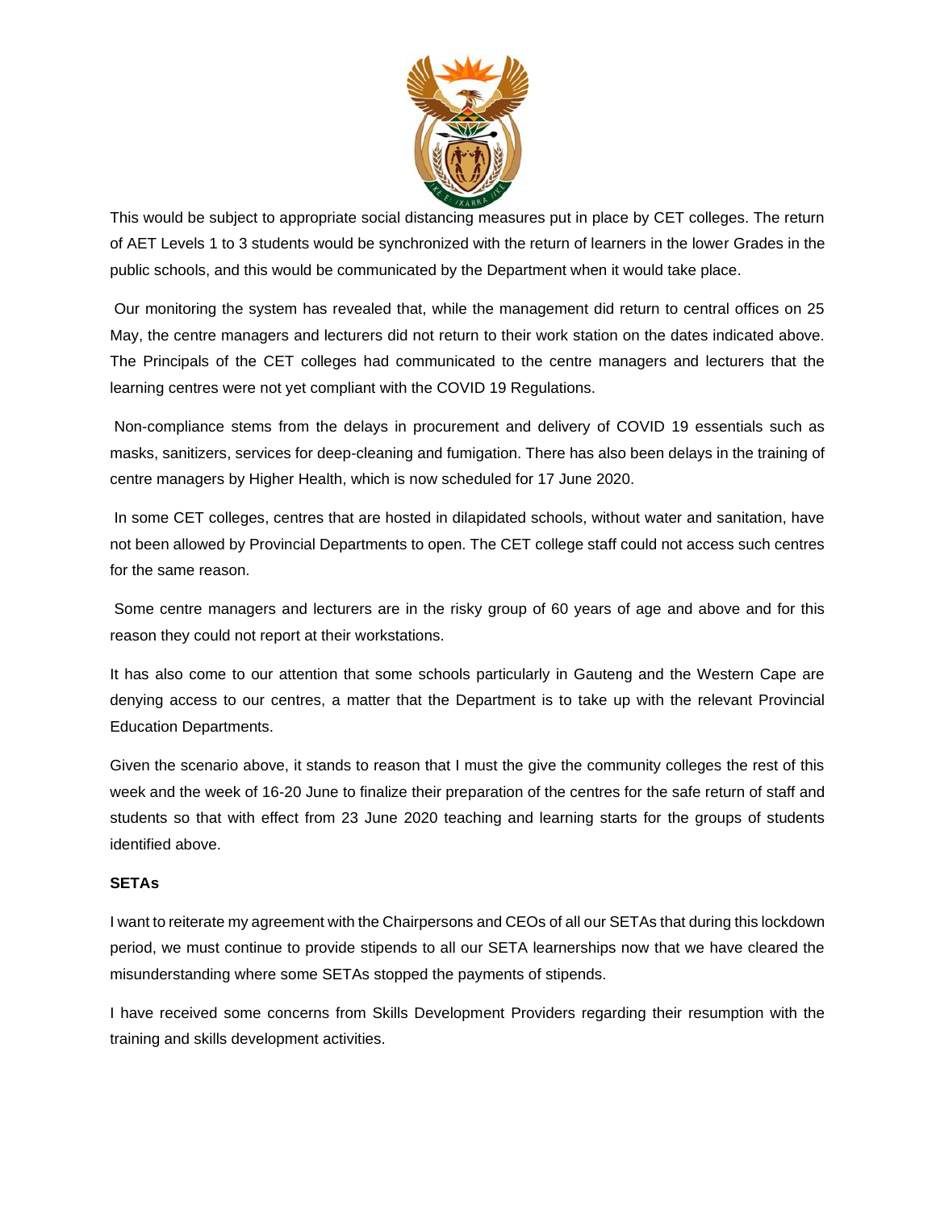This would be subject to appropriate social distancing measures put in place by CET colleges. The return of AET Levels 1 to 3 students would be synchronized with the return of learners in the lower Grades in the public schools, and this would be communicated by the Department when it would take place.

Our monitoring the system has revealed that, while the management did return to central offices on 25 May, the centre managers and lecturers did not return to their work station on the dates indicated above. The Principals of the CET colleges had communicated to the centre managers and lecturers that the learning centres were not yet compliant with the COVID 19 Regulations.

Non-compliance stems from the delays in procurement and delivery of COVID 19 essentials such as masks, sanitizers, services for deep-cleaning and fumigation. There has also been delays in the training of centre managers by Higher Health, which is now scheduled for 17 June 2020.

In some CET colleges, centres that are hosted in dilapidated schools, without water and sanitation, have not been allowed by Provincial Departments to open. The CET college staff could not access such centres for the same reason.

Some centre managers and lecturers are in the risky group of 60 years of age and above and for this reason they could not report at their workstations.

It has also come to our attention that some schools particularly in Gauteng and the Western Cape are denying access to our centres, a matter that the Department is to take up with the relevant Provincial Education Departments.

Given the scenario above, it stands to reason that I must the give the community colleges the rest of this week and the week of 16-20 June to finalize their preparation of the centres for the safe return of staff and students so that with effect from 23 June 2020 teaching and learning starts for the groups of students identified above.

**SETAs**

I want to reiterate my agreement with the Chairpersons and CEOs of all our SETAs that during this lockdown period, we must continue to provide stipends to all our SETA learnerships now that we have cleared the misunderstanding where some SETAs stopped the payments of stipends.

I have received some concerns from Skills Development Providers regarding their resumption with the training and skills development activities.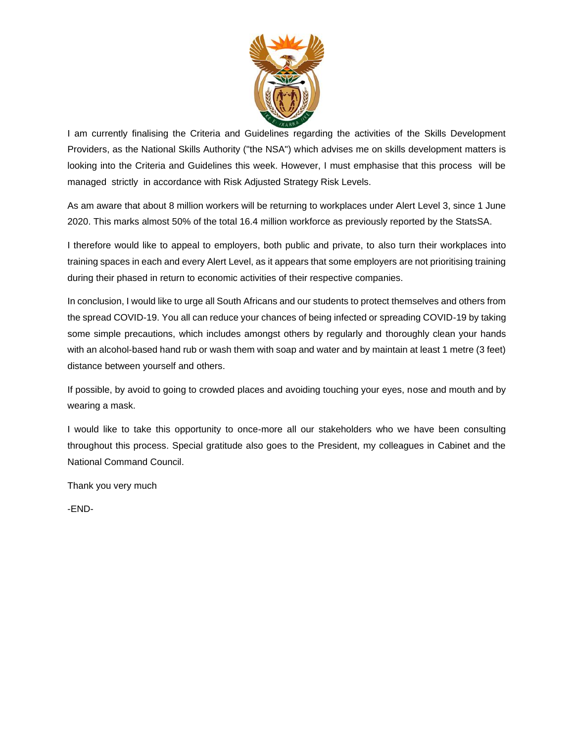I am currently finalising the Criteria and Guidelines regarding the activities of the Skills Development Providers, as the National Skills Authority ("the NSA") which advises me on skills development matters is looking into the Criteria and Guidelines this week. However, I must emphasise that this process will be managed strictly in accordance with Risk Adjusted Strategy Risk Levels.

As am aware that about 8 million workers will be returning to workplaces under Alert Level 3, since 1 June 2020. This marks almost 50% of the total 16.4 million workforce as previously reported by the StatsSA.

I therefore would like to appeal to employers, both public and private, to also turn their workplaces into training spaces in each and every Alert Level, as it appears that some employers are not prioritising training during their phased in return to economic activities of their respective companies.

In conclusion, I would like to urge all South Africans and our students to protect themselves and others from the spread COVID-19. You all can reduce your chances of being infected or spreading COVID-19 by taking some simple precautions, which includes amongst others by regularly and thoroughly clean your hands with an alcohol-based hand rub or wash them with soap and water and by maintain at least 1 metre (3 feet) distance between yourself and others.

If possible, by avoid to going to crowded places and avoiding touching your eyes, nose and mouth and by wearing a mask.

I would like to take this opportunity to once-more all our stakeholders who we have been consulting throughout this process. Special gratitude also goes to the President, my colleagues in Cabinet and the National Command Council.

Thank you very much

-END-